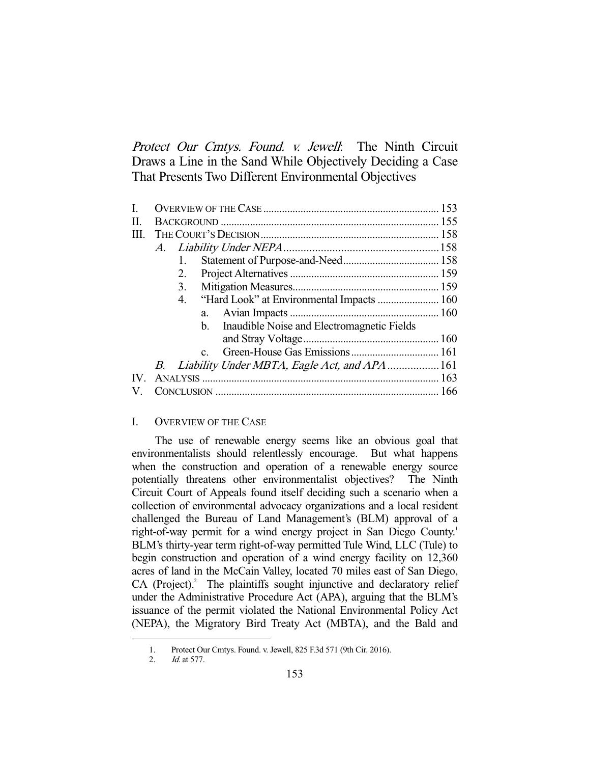# *Protect Our Cmtys. Found. v. Jewell*: The Ninth Circuit Draws a Line in the Sand While Objectively Deciding a Case That Presents Two Different Environmental Objectives

I. OVERVIEW OF THE CASE .................................................................. 153
II. BACKGROUND .................................................................................. 155
III. THE COURT'S DECISION .................................................................. 158
   *A. Liability Under NEPA* ...................................................... 158
      1. Statement of Purpose-and-Need .................................... 158
      2. Project Alternatives ........................................................ 159
      3. Mitigation Measures ....................................................... 159
      4. "Hard Look" at Environmental Impacts ....................... 160
         a. Avian Impacts ........................................................ 160
         b. Inaudible Noise and Electromagnetic Fields and Stray Voltage ................................................... 160
         c. Green-House Gas Emissions ................................. 161
   *B. Liability Under MBTA, Eagle Act, and APA* .................. 161
IV. ANALYSIS ........................................................................................ 163
V. CONCLUSION ................................................................................... 166

## I. OVERVIEW OF THE CASE

The use of renewable energy seems like an obvious goal that environmentalists should relentlessly encourage. But what happens when the construction and operation of a renewable energy source potentially threatens other environmentalist objectives? The Ninth Circuit Court of Appeals found itself deciding such a scenario when a collection of environmental advocacy organizations and a local resident challenged the Bureau of Land Management's (BLM) approval of a right-of-way permit for a wind energy project in San Diego County.[1] BLM's thirty-year term right-of-way permitted Tule Wind, LLC (Tule) to begin construction and operation of a wind energy facility on 12,360 acres of land in the McCain Valley, located 70 miles east of San Diego, CA (Project).[2] The plaintiffs sought injunctive and declaratory relief under the Administrative Procedure Act (APA), arguing that the BLM's issuance of the permit violated the National Environmental Policy Act (NEPA), the Migratory Bird Treaty Act (MBTA), and the Bald and

1. Protect Our Cmtys. Found. v. Jewell, 825 F.3d 571 (9th Cir. 2016).
2. *Id.* at 577.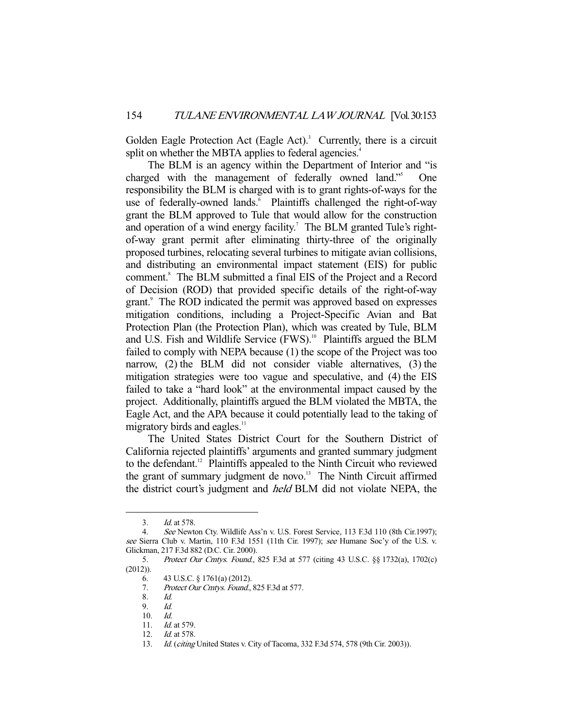Golden Eagle Protection Act (Eagle Act).[3] Currently, there is a circuit split on whether the MBTA applies to federal agencies.[4]

The BLM is an agency within the Department of Interior and "is charged with the management of federally owned land."[5] One responsibility the BLM is charged with is to grant rights-of-ways for the use of federally-owned lands.[6] Plaintiffs challenged the right-of-way grant the BLM approved to Tule that would allow for the construction and operation of a wind energy facility.[7] The BLM granted Tule's right-of-way grant permit after eliminating thirty-three of the originally proposed turbines, relocating several turbines to mitigate avian collisions, and distributing an environmental impact statement (EIS) for public comment.[8] The BLM submitted a final EIS of the Project and a Record of Decision (ROD) that provided specific details of the right-of-way grant.[9] The ROD indicated the permit was approved based on expresses mitigation conditions, including a Project-Specific Avian and Bat Protection Plan (the Protection Plan), which was created by Tule, BLM and U.S. Fish and Wildlife Service (FWS).[10] Plaintiffs argued the BLM failed to comply with NEPA because (1) the scope of the Project was too narrow, (2) the BLM did not consider viable alternatives, (3) the mitigation strategies were too vague and speculative, and (4) the EIS failed to take a "hard look" at the environmental impact caused by the project. Additionally, plaintiffs argued the BLM violated the MBTA, the Eagle Act, and the APA because it could potentially lead to the taking of migratory birds and eagles.[11]

The United States District Court for the Southern District of California rejected plaintiffs' arguments and granted summary judgment to the defendant.[12] Plaintiffs appealed to the Ninth Circuit who reviewed the grant of summary judgment de novo.[13] The Ninth Circuit affirmed the district court's judgment and *held* BLM did not violate NEPA, the

---

3. *Id.* at 578.

4. *See* Newton Cty. Wildlife Ass'n v. U.S. Forest Service, 113 F.3d 110 (8th Cir.1997); *see* Sierra Club v. Martin, 110 F.3d 1551 (11th Cir. 1997); *see* Humane Soc'y of the U.S. v. Glickman, 217 F.3d 882 (D.C. Cir. 2000).

5. *Protect Our Cmtys. Found.*, 825 F.3d at 577 (citing 43 U.S.C. §§ 1732(a), 1702(c) (2012)).

6. 43 U.S.C. § 1761(a) (2012).

7. *Protect Our Cmtys. Found.*, 825 F.3d at 577.

8. *Id.*

9. *Id.*

10. *Id.*

11. *Id.* at 579.

12. *Id.* at 578.

13. *Id.* (*citing* United States v. City of Tacoma, 332 F.3d 574, 578 (9th Cir. 2003)).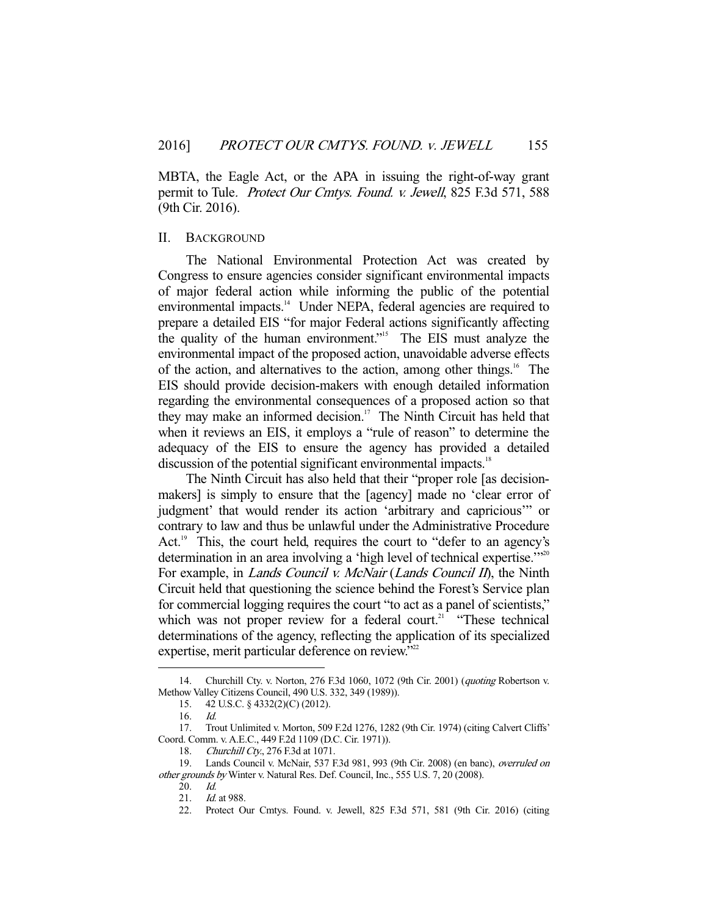MBTA, the Eagle Act, or the APA in issuing the right-of-way grant permit to Tule. *Protect Our Cmtys. Found. v. Jewell*, 825 F.3d 571, 588 (9th Cir. 2016).

## II. BACKGROUND

The National Environmental Protection Act was created by Congress to ensure agencies consider significant environmental impacts of major federal action while informing the public of the potential environmental impacts.[14] Under NEPA, federal agencies are required to prepare a detailed EIS "for major Federal actions significantly affecting the quality of the human environment."[15] The EIS must analyze the environmental impact of the proposed action, unavoidable adverse effects of the action, and alternatives to the action, among other things.[16] The EIS should provide decision-makers with enough detailed information regarding the environmental consequences of a proposed action so that they may make an informed decision.[17] The Ninth Circuit has held that when it reviews an EIS, it employs a "rule of reason" to determine the adequacy of the EIS to ensure the agency has provided a detailed discussion of the potential significant environmental impacts.[18]

The Ninth Circuit has also held that their "proper role [as decision-makers] is simply to ensure that the [agency] made no 'clear error of judgment' that would render its action 'arbitrary and capricious'" or contrary to law and thus be unlawful under the Administrative Procedure Act.[19] This, the court held, requires the court to "defer to an agency's determination in an area involving a 'high level of technical expertise.'"[20] For example, in *Lands Council v. McNair* (*Lands Council II*), the Ninth Circuit held that questioning the science behind the Forest's Service plan for commercial logging requires the court "to act as a panel of scientists," which was not proper review for a federal court.[21] "These technical determinations of the agency, reflecting the application of its specialized expertise, merit particular deference on review."[22]

---

14. Churchill Cty. v. Norton, 276 F.3d 1060, 1072 (9th Cir. 2001) (*quoting* Robertson v. Methow Valley Citizens Council, 490 U.S. 332, 349 (1989)).

15. 42 U.S.C. § 4332(2)(C) (2012).

16. *Id.*

17. Trout Unlimited v. Morton, 509 F.2d 1276, 1282 (9th Cir. 1974) (citing Calvert Cliffs' Coord. Comm. v. A.E.C., 449 F.2d 1109 (D.C. Cir. 1971)).

18. *Churchill Cty.*, 276 F.3d at 1071.

19. Lands Council v. McNair, 537 F.3d 981, 993 (9th Cir. 2008) (en banc), *overruled on other grounds by* Winter v. Natural Res. Def. Council, Inc., 555 U.S. 7, 20 (2008).

20. *Id.*

21. *Id.* at 988.

22. Protect Our Cmtys. Found. v. Jewell, 825 F.3d 571, 581 (9th Cir. 2016) (citing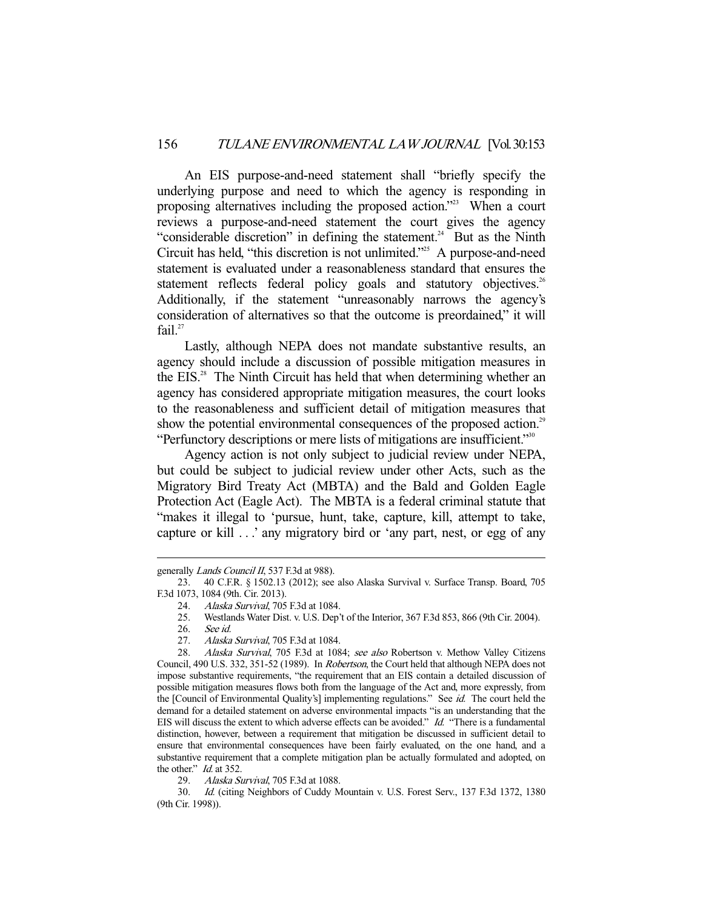An EIS purpose-and-need statement shall "briefly specify the underlying purpose and need to which the agency is responding in proposing alternatives including the proposed action."[23] When a court reviews a purpose-and-need statement the court gives the agency "considerable discretion" in defining the statement.[24] But as the Ninth Circuit has held, "this discretion is not unlimited."[25] A purpose-and-need statement is evaluated under a reasonableness standard that ensures the statement reflects federal policy goals and statutory objectives.[26] Additionally, if the statement "unreasonably narrows the agency's consideration of alternatives so that the outcome is preordained," it will fail.[27]

Lastly, although NEPA does not mandate substantive results, an agency should include a discussion of possible mitigation measures in the EIS.[28] The Ninth Circuit has held that when determining whether an agency has considered appropriate mitigation measures, the court looks to the reasonableness and sufficient detail of mitigation measures that show the potential environmental consequences of the proposed action.[29] "Perfunctory descriptions or mere lists of mitigations are insufficient."[30]

Agency action is not only subject to judicial review under NEPA, but could be subject to judicial review under other Acts, such as the Migratory Bird Treaty Act (MBTA) and the Bald and Golden Eagle Protection Act (Eagle Act). The MBTA is a federal criminal statute that "makes it illegal to 'pursue, hunt, take, capture, kill, attempt to take, capture or kill . . .' any migratory bird or 'any part, nest, or egg of any

---

generally *Lands Council II*, 537 F.3d at 988).

23. 40 C.F.R. § 1502.13 (2012); see also Alaska Survival v. Surface Transp. Board, 705 F.3d 1073, 1084 (9th. Cir. 2013).

24. *Alaska Survival*, 705 F.3d at 1084.

25. Westlands Water Dist. v. U.S. Dep't of the Interior, 367 F.3d 853, 866 (9th Cir. 2004).

26. *See id.*

27. *Alaska Survival*, 705 F.3d at 1084.

28. *Alaska Survival*, 705 F.3d at 1084; *see also* Robertson v. Methow Valley Citizens Council, 490 U.S. 332, 351-52 (1989). In *Robertson*, the Court held that although NEPA does not impose substantive requirements, "the requirement that an EIS contain a detailed discussion of possible mitigation measures flows both from the language of the Act and, more expressly, from the [Council of Environmental Quality's] implementing regulations." See *id.* The court held the demand for a detailed statement on adverse environmental impacts "is an understanding that the EIS will discuss the extent to which adverse effects can be avoided." *Id.* "There is a fundamental distinction, however, between a requirement that mitigation be discussed in sufficient detail to ensure that environmental consequences have been fairly evaluated, on the one hand, and a substantive requirement that a complete mitigation plan be actually formulated and adopted, on the other." *Id.* at 352.

29. *Alaska Survival*, 705 F.3d at 1088.

30. *Id.* (citing Neighbors of Cuddy Mountain v. U.S. Forest Serv., 137 F.3d 1372, 1380 (9th Cir. 1998)).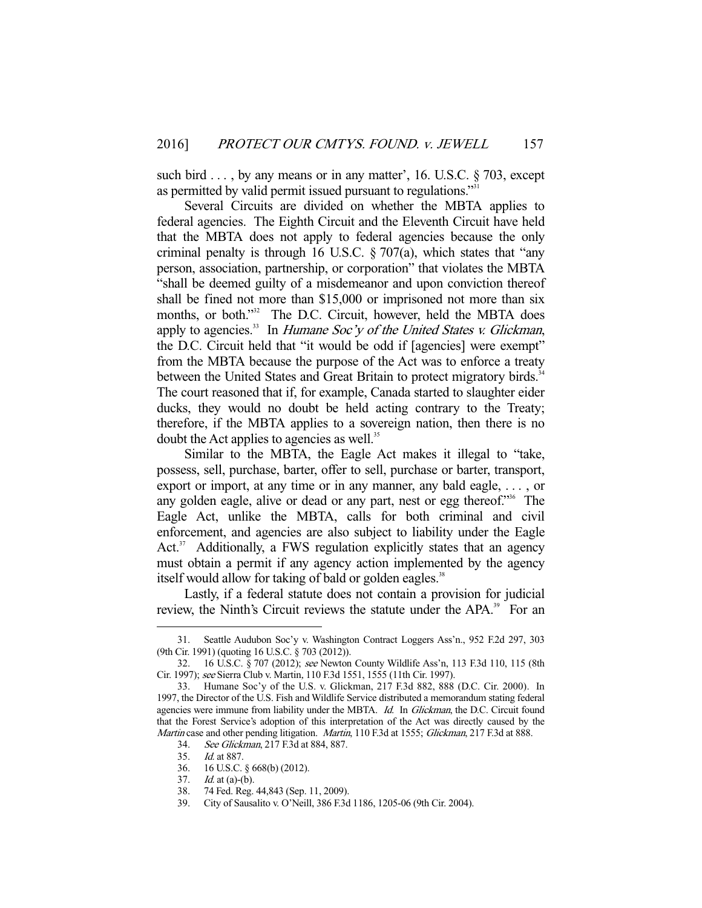such bird . . . , by any means or in any matter', 16. U.S.C. § 703, except as permitted by valid permit issued pursuant to regulations."[31]

Several Circuits are divided on whether the MBTA applies to federal agencies. The Eighth Circuit and the Eleventh Circuit have held that the MBTA does not apply to federal agencies because the only criminal penalty is through 16 U.S.C. § 707(a), which states that "any person, association, partnership, or corporation" that violates the MBTA "shall be deemed guilty of a misdemeanor and upon conviction thereof shall be fined not more than $15,000 or imprisoned not more than six months, or both."[32] The D.C. Circuit, however, held the MBTA does apply to agencies.[33] In *Humane Soc'y of the United States v. Glickman*, the D.C. Circuit held that "it would be odd if [agencies] were exempt" from the MBTA because the purpose of the Act was to enforce a treaty between the United States and Great Britain to protect migratory birds.[34] The court reasoned that if, for example, Canada started to slaughter eider ducks, they would no doubt be held acting contrary to the Treaty; therefore, if the MBTA applies to a sovereign nation, then there is no doubt the Act applies to agencies as well.[35]

Similar to the MBTA, the Eagle Act makes it illegal to "take, possess, sell, purchase, barter, offer to sell, purchase or barter, transport, export or import, at any time or in any manner, any bald eagle, . . . , or any golden eagle, alive or dead or any part, nest or egg thereof."[36] The Eagle Act, unlike the MBTA, calls for both criminal and civil enforcement, and agencies are also subject to liability under the Eagle Act.[37] Additionally, a FWS regulation explicitly states that an agency must obtain a permit if any agency action implemented by the agency itself would allow for taking of bald or golden eagles.[38]

Lastly, if a federal statute does not contain a provision for judicial review, the Ninth's Circuit reviews the statute under the APA.[39] For an

---

31. Seattle Audubon Soc'y v. Washington Contract Loggers Ass'n., 952 F.2d 297, 303 (9th Cir. 1991) (quoting 16 U.S.C. § 703 (2012)).

32. 16 U.S.C. § 707 (2012); *see* Newton County Wildlife Ass'n, 113 F.3d 110, 115 (8th Cir. 1997); *see* Sierra Club v. Martin, 110 F.3d 1551, 1555 (11th Cir. 1997).

33. Humane Soc'y of the U.S. v. Glickman, 217 F.3d 882, 888 (D.C. Cir. 2000). In 1997, the Director of the U.S. Fish and Wildlife Service distributed a memorandum stating federal agencies were immune from liability under the MBTA. *Id.* In *Glickman*, the D.C. Circuit found that the Forest Service's adoption of this interpretation of the Act was directly caused by the *Martin* case and other pending litigation. *Martin*, 110 F.3d at 1555; *Glickman*, 217 F.3d at 888.

34. *See Glickman*, 217 F.3d at 884, 887.

35. *Id.* at 887.

36. 16 U.S.C. § 668(b) (2012).

37. *Id.* at (a)-(b).

38. 74 Fed. Reg. 44,843 (Sep. 11, 2009).

39. City of Sausalito v. O'Neill, 386 F.3d 1186, 1205-06 (9th Cir. 2004).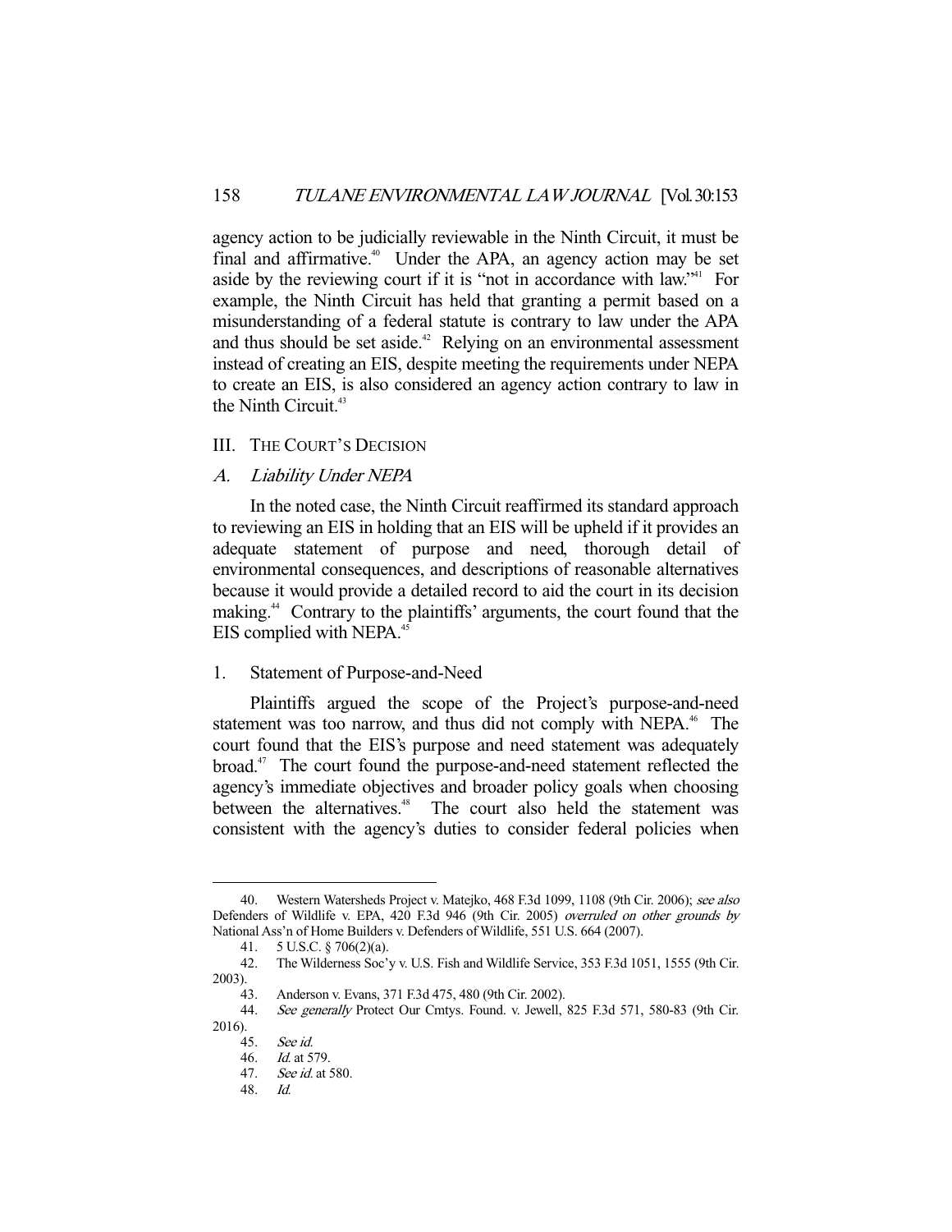agency action to be judicially reviewable in the Ninth Circuit, it must be final and affirmative.[40] Under the APA, an agency action may be set aside by the reviewing court if it is "not in accordance with law."[41] For example, the Ninth Circuit has held that granting a permit based on a misunderstanding of a federal statute is contrary to law under the APA and thus should be set aside.[42] Relying on an environmental assessment instead of creating an EIS, despite meeting the requirements under NEPA to create an EIS, is also considered an agency action contrary to law in the Ninth Circuit.[43]

## III. THE COURT'S DECISION

### A. *Liability Under NEPA*

In the noted case, the Ninth Circuit reaffirmed its standard approach to reviewing an EIS in holding that an EIS will be upheld if it provides an adequate statement of purpose and need, thorough detail of environmental consequences, and descriptions of reasonable alternatives because it would provide a detailed record to aid the court in its decision making.[44] Contrary to the plaintiffs' arguments, the court found that the EIS complied with NEPA.[45]

#### 1. Statement of Purpose-and-Need

Plaintiffs argued the scope of the Project's purpose-and-need statement was too narrow, and thus did not comply with NEPA.[46] The court found that the EIS's purpose and need statement was adequately broad.[47] The court found the purpose-and-need statement reflected the agency's immediate objectives and broader policy goals when choosing between the alternatives.[48] The court also held the statement was consistent with the agency's duties to consider federal policies when

---

40. Western Watersheds Project v. Matejko, 468 F.3d 1099, 1108 (9th Cir. 2006); *see also* Defenders of Wildlife v. EPA, 420 F.3d 946 (9th Cir. 2005) *overruled on other grounds by* National Ass'n of Home Builders v. Defenders of Wildlife, 551 U.S. 664 (2007).

41. 5 U.S.C. § 706(2)(a).

42. The Wilderness Soc'y v. U.S. Fish and Wildlife Service, 353 F.3d 1051, 1555 (9th Cir. 2003).

43. Anderson v. Evans, 371 F.3d 475, 480 (9th Cir. 2002).

44. *See generally* Protect Our Cmtys. Found. v. Jewell, 825 F.3d 571, 580-83 (9th Cir. 2016).

45. *See id.*

46. *Id.* at 579.

47. *See id.* at 580.

48. *Id.*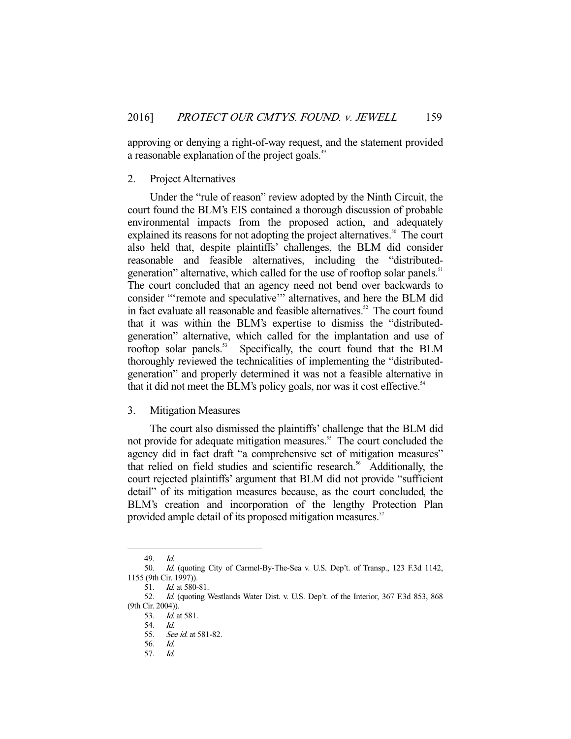approving or denying a right-of-way request, and the statement provided a reasonable explanation of the project goals.[49]

### 2. Project Alternatives

Under the "rule of reason" review adopted by the Ninth Circuit, the court found the BLM's EIS contained a thorough discussion of probable environmental impacts from the proposed action, and adequately explained its reasons for not adopting the project alternatives.[50] The court also held that, despite plaintiffs' challenges, the BLM did consider reasonable and feasible alternatives, including the "distributed-generation" alternative, which called for the use of rooftop solar panels.[51] The court concluded that an agency need not bend over backwards to consider "'remote and speculative'" alternatives, and here the BLM did in fact evaluate all reasonable and feasible alternatives.[52] The court found that it was within the BLM's expertise to dismiss the "distributed-generation" alternative, which called for the implantation and use of rooftop solar panels.[53] Specifically, the court found that the BLM thoroughly reviewed the technicalities of implementing the "distributed-generation" and properly determined it was not a feasible alternative in that it did not meet the BLM's policy goals, nor was it cost effective.[54]

### 3. Mitigation Measures

The court also dismissed the plaintiffs' challenge that the BLM did not provide for adequate mitigation measures.[55] The court concluded the agency did in fact draft "a comprehensive set of mitigation measures" that relied on field studies and scientific research.[56] Additionally, the court rejected plaintiffs' argument that BLM did not provide "sufficient detail" of its mitigation measures because, as the court concluded, the BLM's creation and incorporation of the lengthy Protection Plan provided ample detail of its proposed mitigation measures.[57]

---

49. *Id.*
50. *Id.* (quoting City of Carmel-By-The-Sea v. U.S. Dep't. of Transp., 123 F.3d 1142, 1155 (9th Cir. 1997)).
51. *Id.* at 580-81.
52. *Id.* (quoting Westlands Water Dist. v. U.S. Dep't. of the Interior, 367 F.3d 853, 868 (9th Cir. 2004)).
53. *Id.* at 581.
54. *Id.*
55. *See id.* at 581-82.
56. *Id.*
57. *Id.*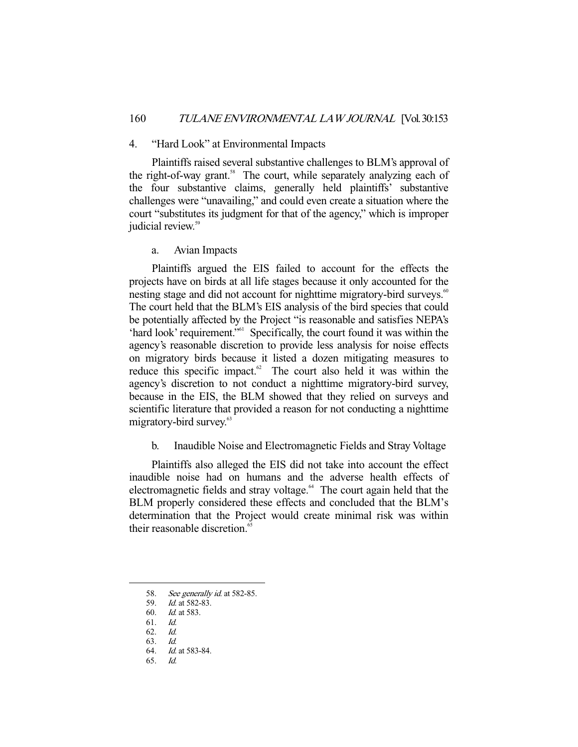### 4. "Hard Look" at Environmental Impacts

Plaintiffs raised several substantive challenges to BLM's approval of the right-of-way grant.[58] The court, while separately analyzing each of the four substantive claims, generally held plaintiffs' substantive challenges were "unavailing," and could even create a situation where the court "substitutes its judgment for that of the agency," which is improper judicial review.[59]

#### a. Avian Impacts

Plaintiffs argued the EIS failed to account for the effects the projects have on birds at all life stages because it only accounted for the nesting stage and did not account for nighttime migratory-bird surveys.[60] The court held that the BLM's EIS analysis of the bird species that could be potentially affected by the Project "is reasonable and satisfies NEPA's 'hard look' requirement."[61] Specifically, the court found it was within the agency's reasonable discretion to provide less analysis for noise effects on migratory birds because it listed a dozen mitigating measures to reduce this specific impact.[62] The court also held it was within the agency's discretion to not conduct a nighttime migratory-bird survey, because in the EIS, the BLM showed that they relied on surveys and scientific literature that provided a reason for not conducting a nighttime migratory-bird survey.[63]

#### b. Inaudible Noise and Electromagnetic Fields and Stray Voltage

Plaintiffs also alleged the EIS did not take into account the effect inaudible noise had on humans and the adverse health effects of electromagnetic fields and stray voltage.[64] The court again held that the BLM properly considered these effects and concluded that the BLM's determination that the Project would create minimal risk was within their reasonable discretion.[65]

---

58. *See generally id.* at 582-85.
59. *Id.* at 582-83.
60. *Id.* at 583.
61. *Id.*
62. *Id.*
63. *Id.*
64. *Id.* at 583-84.
65. *Id.*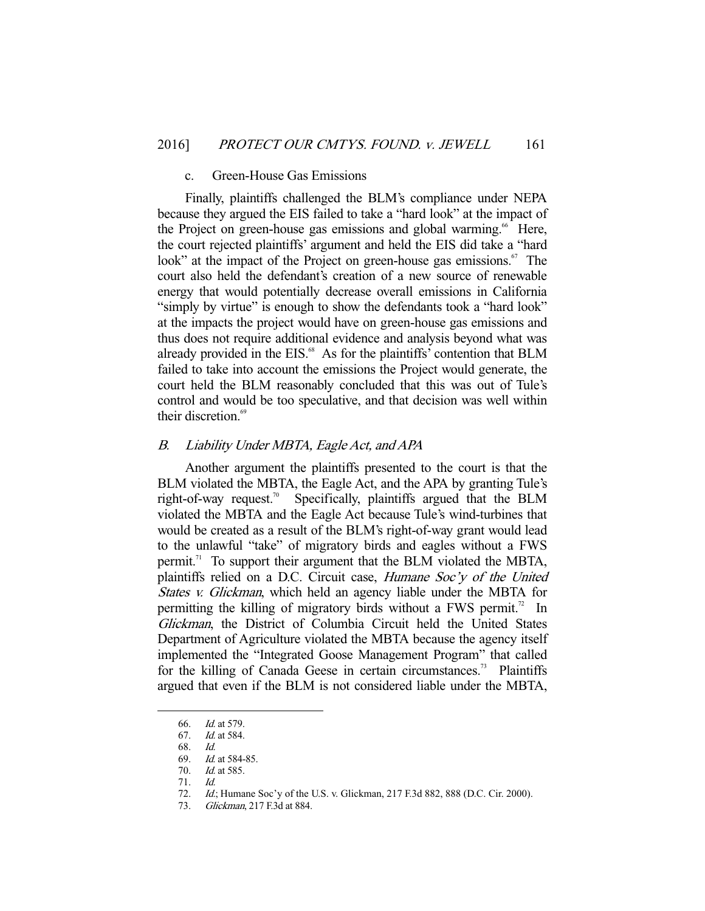c. Green-House Gas Emissions

Finally, plaintiffs challenged the BLM's compliance under NEPA because they argued the EIS failed to take a "hard look" at the impact of the Project on green-house gas emissions and global warming.[66] Here, the court rejected plaintiffs' argument and held the EIS did take a "hard look" at the impact of the Project on green-house gas emissions.[67] The court also held the defendant's creation of a new source of renewable energy that would potentially decrease overall emissions in California "simply by virtue" is enough to show the defendants took a "hard look" at the impacts the project would have on green-house gas emissions and thus does not require additional evidence and analysis beyond what was already provided in the EIS.[68] As for the plaintiffs' contention that BLM failed to take into account the emissions the Project would generate, the court held the BLM reasonably concluded that this was out of Tule's control and would be too speculative, and that decision was well within their discretion.[69]

### *B. Liability Under MBTA, Eagle Act, and APA*

Another argument the plaintiffs presented to the court is that the BLM violated the MBTA, the Eagle Act, and the APA by granting Tule's right-of-way request.[70] Specifically, plaintiffs argued that the BLM violated the MBTA and the Eagle Act because Tule's wind-turbines that would be created as a result of the BLM's right-of-way grant would lead to the unlawful "take" of migratory birds and eagles without a FWS permit.[71] To support their argument that the BLM violated the MBTA, plaintiffs relied on a D.C. Circuit case, *Humane Soc'y of the United States v. Glickman*, which held an agency liable under the MBTA for permitting the killing of migratory birds without a FWS permit.[72] In *Glickman*, the District of Columbia Circuit held the United States Department of Agriculture violated the MBTA because the agency itself implemented the "Integrated Goose Management Program" that called for the killing of Canada Geese in certain circumstances.[73] Plaintiffs argued that even if the BLM is not considered liable under the MBTA,

---

66. *Id.* at 579.
67. *Id.* at 584.
68. *Id.*
69. *Id.* at 584-85.
70. *Id.* at 585.
71. *Id.*
72. *Id.*; Humane Soc'y of the U.S. v. Glickman, 217 F.3d 882, 888 (D.C. Cir. 2000).
73. *Glickman*, 217 F.3d at 884.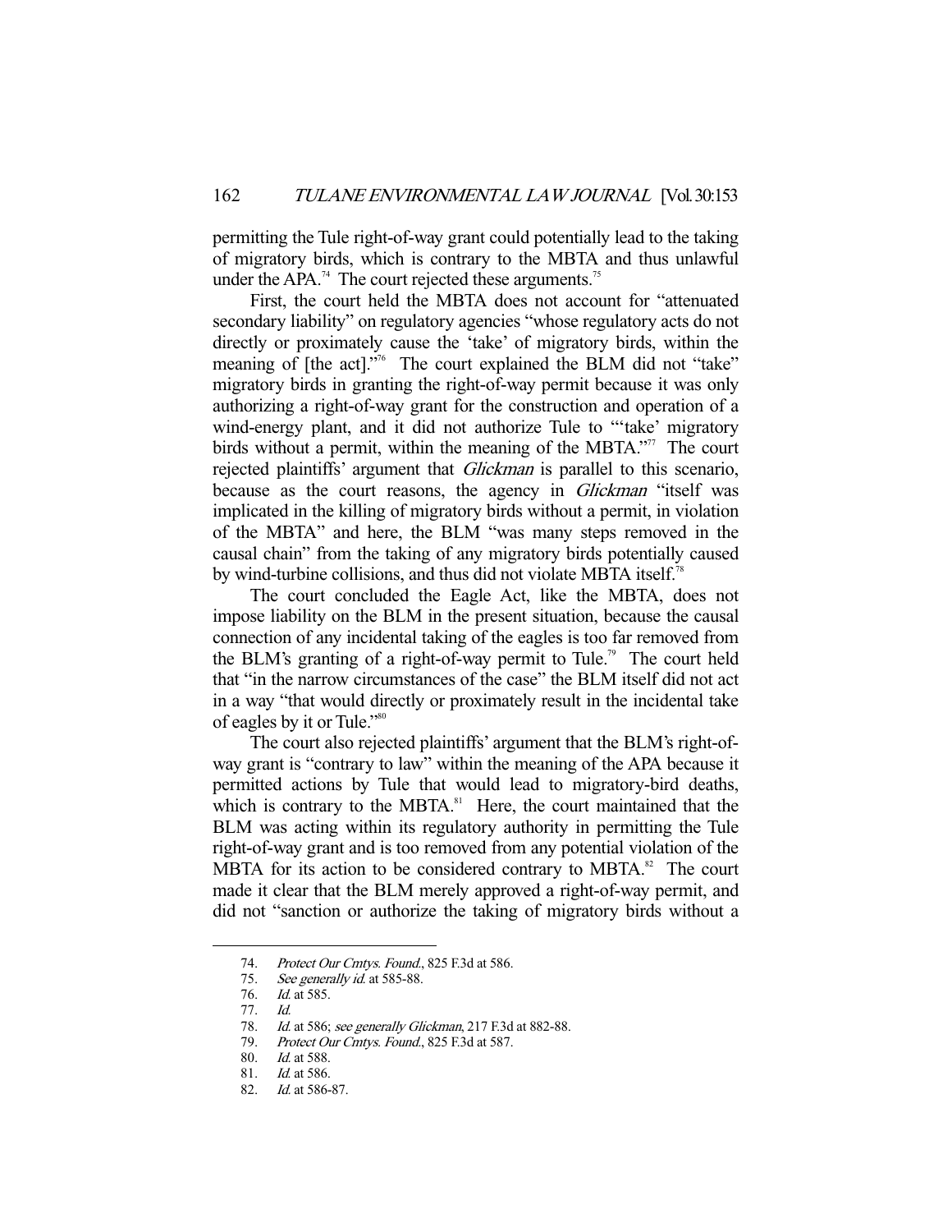permitting the Tule right-of-way grant could potentially lead to the taking of migratory birds, which is contrary to the MBTA and thus unlawful under the APA.[74] The court rejected these arguments.[75]

First, the court held the MBTA does not account for "attenuated secondary liability" on regulatory agencies "whose regulatory acts do not directly or proximately cause the 'take' of migratory birds, within the meaning of [the act]."[76] The court explained the BLM did not "take" migratory birds in granting the right-of-way permit because it was only authorizing a right-of-way grant for the construction and operation of a wind-energy plant, and it did not authorize Tule to "'take' migratory birds without a permit, within the meaning of the MBTA."[77] The court rejected plaintiffs' argument that *Glickman* is parallel to this scenario, because as the court reasons, the agency in *Glickman* "itself was implicated in the killing of migratory birds without a permit, in violation of the MBTA" and here, the BLM "was many steps removed in the causal chain" from the taking of any migratory birds potentially caused by wind-turbine collisions, and thus did not violate MBTA itself.[78]

The court concluded the Eagle Act, like the MBTA, does not impose liability on the BLM in the present situation, because the causal connection of any incidental taking of the eagles is too far removed from the BLM's granting of a right-of-way permit to Tule.[79] The court held that "in the narrow circumstances of the case" the BLM itself did not act in a way "that would directly or proximately result in the incidental take of eagles by it or Tule."[80]

The court also rejected plaintiffs' argument that the BLM's right-of-way grant is "contrary to law" within the meaning of the APA because it permitted actions by Tule that would lead to migratory-bird deaths, which is contrary to the MBTA.[81] Here, the court maintained that the BLM was acting within its regulatory authority in permitting the Tule right-of-way grant and is too removed from any potential violation of the MBTA for its action to be considered contrary to MBTA.[82] The court made it clear that the BLM merely approved a right-of-way permit, and did not "sanction or authorize the taking of migratory birds without a

---

74. *Protect Our Cmtys. Found.*, 825 F.3d at 586.
75. *See generally id.* at 585-88.
76. *Id.* at 585.
77. *Id.*
78. *Id.* at 586; *see generally Glickman*, 217 F.3d at 882-88.
79. *Protect Our Cmtys. Found.*, 825 F.3d at 587.
80. *Id.* at 588.
81. *Id.* at 586.
82. *Id.* at 586-87.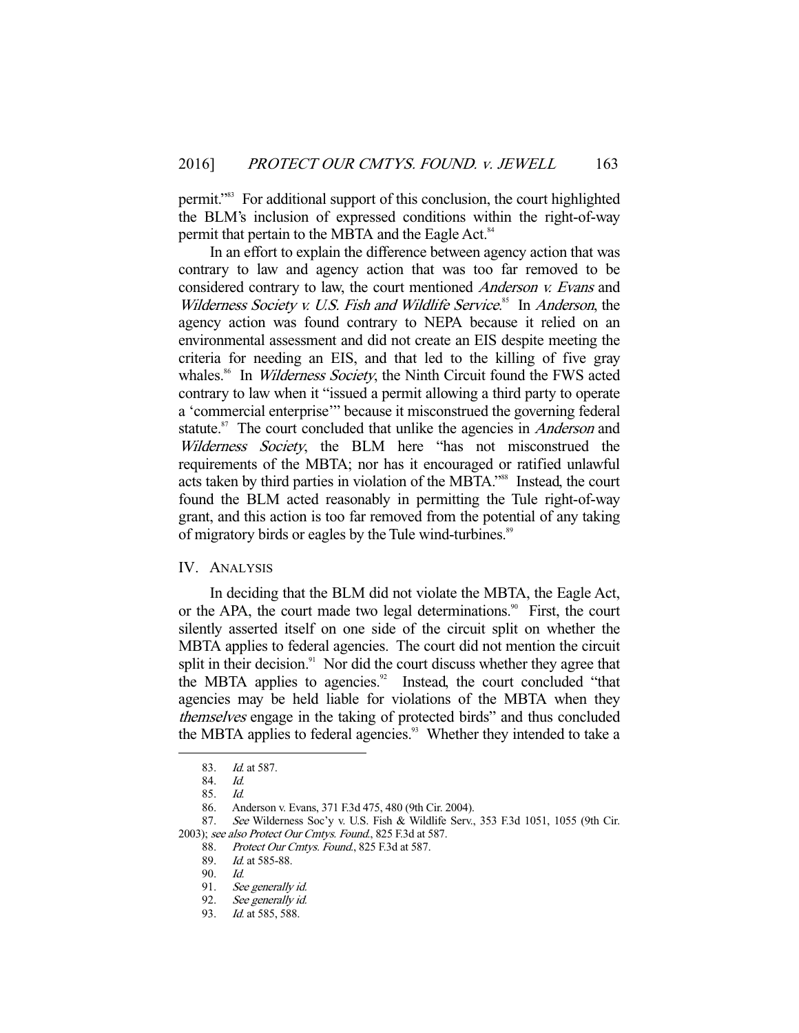permit."[83] For additional support of this conclusion, the court highlighted the BLM's inclusion of expressed conditions within the right-of-way permit that pertain to the MBTA and the Eagle Act.[84]

In an effort to explain the difference between agency action that was contrary to law and agency action that was too far removed to be considered contrary to law, the court mentioned *Anderson v. Evans* and *Wilderness Society v. U.S. Fish and Wildlife Service*.[85] In *Anderson*, the agency action was found contrary to NEPA because it relied on an environmental assessment and did not create an EIS despite meeting the criteria for needing an EIS, and that led to the killing of five gray whales.[86] In *Wilderness Society*, the Ninth Circuit found the FWS acted contrary to law when it "issued a permit allowing a third party to operate a 'commercial enterprise'" because it misconstrued the governing federal statute.[87] The court concluded that unlike the agencies in *Anderson* and *Wilderness Society*, the BLM here "has not misconstrued the requirements of the MBTA; nor has it encouraged or ratified unlawful acts taken by third parties in violation of the MBTA."[88] Instead, the court found the BLM acted reasonably in permitting the Tule right-of-way grant, and this action is too far removed from the potential of any taking of migratory birds or eagles by the Tule wind-turbines.[89]

## IV. ANALYSIS

In deciding that the BLM did not violate the MBTA, the Eagle Act, or the APA, the court made two legal determinations.[90] First, the court silently asserted itself on one side of the circuit split on whether the MBTA applies to federal agencies. The court did not mention the circuit split in their decision.[91] Nor did the court discuss whether they agree that the MBTA applies to agencies.[92] Instead, the court concluded "that agencies may be held liable for violations of the MBTA when they *themselves* engage in the taking of protected birds" and thus concluded the MBTA applies to federal agencies.[93] Whether they intended to take a

---

83. *Id.* at 587.

84. *Id.*

85. *Id.*

86. Anderson v. Evans, 371 F.3d 475, 480 (9th Cir. 2004).

87. *See* Wilderness Soc'y v. U.S. Fish & Wildlife Serv., 353 F.3d 1051, 1055 (9th Cir. 2003); *see also Protect Our Cmtys. Found.*, 825 F.3d at 587.

88. *Protect Our Cmtys. Found.*, 825 F.3d at 587.

89. *Id.* at 585-88.

90. *Id.*

91. *See generally id.*

92. *See generally id.*

93. *Id.* at 585, 588.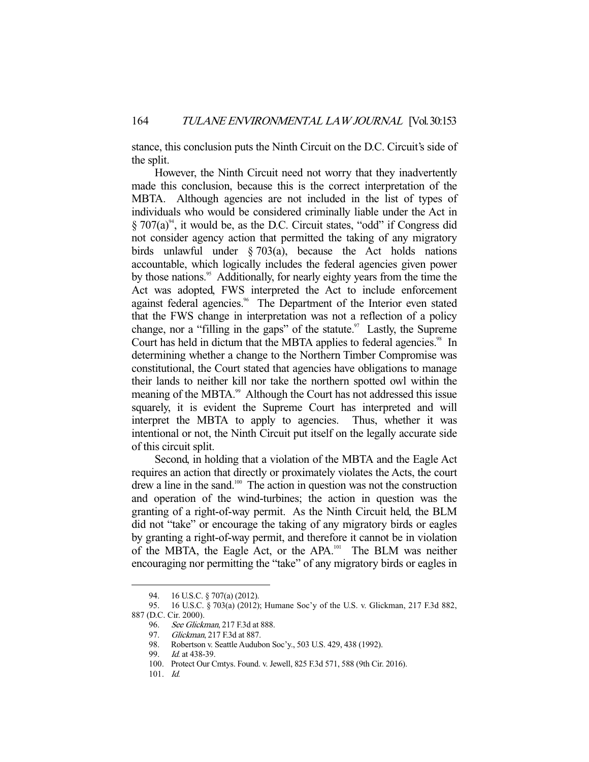stance, this conclusion puts the Ninth Circuit on the D.C. Circuit's side of the split.

However, the Ninth Circuit need not worry that they inadvertently made this conclusion, because this is the correct interpretation of the MBTA. Although agencies are not included in the list of types of individuals who would be considered criminally liable under the Act in § 707(a)[94], it would be, as the D.C. Circuit states, "odd" if Congress did not consider agency action that permitted the taking of any migratory birds unlawful under § 703(a), because the Act holds nations accountable, which logically includes the federal agencies given power by those nations.[95] Additionally, for nearly eighty years from the time the Act was adopted, FWS interpreted the Act to include enforcement against federal agencies.[96] The Department of the Interior even stated that the FWS change in interpretation was not a reflection of a policy change, nor a "filling in the gaps" of the statute.[97] Lastly, the Supreme Court has held in dictum that the MBTA applies to federal agencies.[98] In determining whether a change to the Northern Timber Compromise was constitutional, the Court stated that agencies have obligations to manage their lands to neither kill nor take the northern spotted owl within the meaning of the MBTA.[99] Although the Court has not addressed this issue squarely, it is evident the Supreme Court has interpreted and will interpret the MBTA to apply to agencies. Thus, whether it was intentional or not, the Ninth Circuit put itself on the legally accurate side of this circuit split.

Second, in holding that a violation of the MBTA and the Eagle Act requires an action that directly or proximately violates the Acts, the court drew a line in the sand.[100] The action in question was not the construction and operation of the wind-turbines; the action in question was the granting of a right-of-way permit. As the Ninth Circuit held, the BLM did not "take" or encourage the taking of any migratory birds or eagles by granting a right-of-way permit, and therefore it cannot be in violation of the MBTA, the Eagle Act, or the APA.[101] The BLM was neither encouraging nor permitting the "take" of any migratory birds or eagles in

---

94. 16 U.S.C. § 707(a) (2012).

95. 16 U.S.C. § 703(a) (2012); Humane Soc'y of the U.S. v. Glickman, 217 F.3d 882, 887 (D.C. Cir. 2000).

96. *See Glickman*, 217 F.3d at 888.

97. *Glickman*, 217 F.3d at 887.

98. Robertson v. Seattle Audubon Soc'y., 503 U.S. 429, 438 (1992).

99. *Id.* at 438-39.

100. Protect Our Cmtys. Found. v. Jewell, 825 F.3d 571, 588 (9th Cir. 2016).

101. *Id.*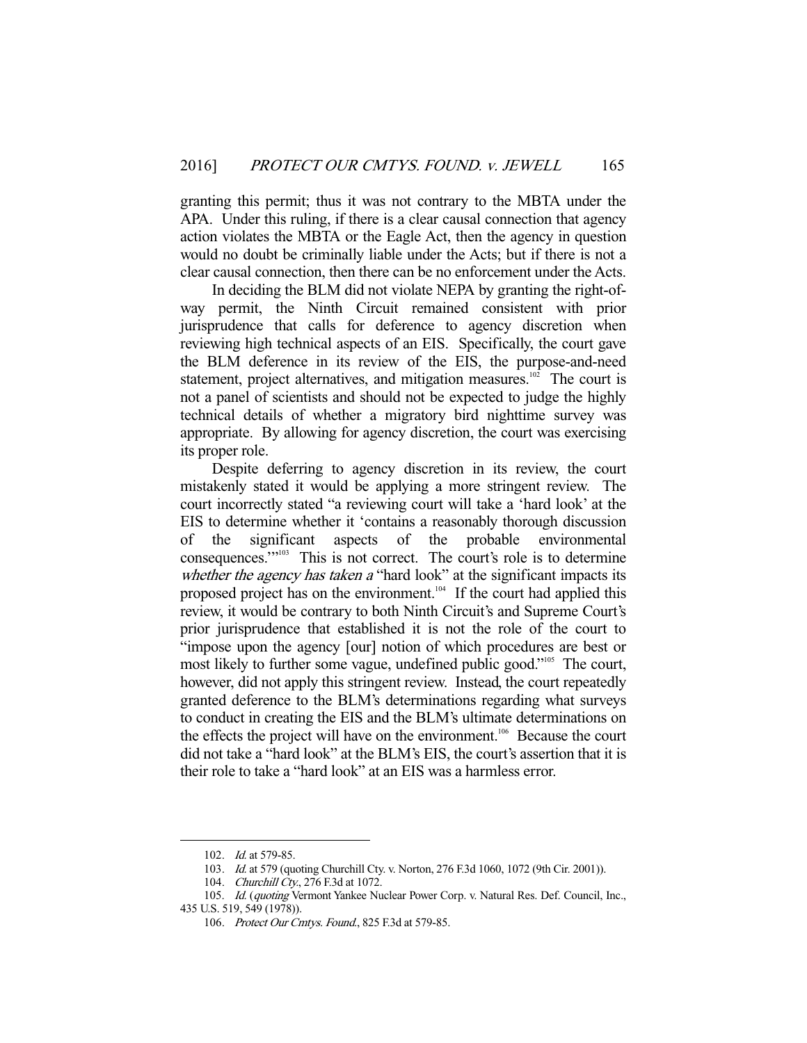granting this permit; thus it was not contrary to the MBTA under the APA. Under this ruling, if there is a clear causal connection that agency action violates the MBTA or the Eagle Act, then the agency in question would no doubt be criminally liable under the Acts; but if there is not a clear causal connection, then there can be no enforcement under the Acts.

In deciding the BLM did not violate NEPA by granting the right-of-way permit, the Ninth Circuit remained consistent with prior jurisprudence that calls for deference to agency discretion when reviewing high technical aspects of an EIS. Specifically, the court gave the BLM deference in its review of the EIS, the purpose-and-need statement, project alternatives, and mitigation measures.[102] The court is not a panel of scientists and should not be expected to judge the highly technical details of whether a migratory bird nighttime survey was appropriate. By allowing for agency discretion, the court was exercising its proper role.

Despite deferring to agency discretion in its review, the court mistakenly stated it would be applying a more stringent review. The court incorrectly stated "a reviewing court will take a 'hard look' at the EIS to determine whether it 'contains a reasonably thorough discussion of the significant aspects of the probable environmental consequences.'"[103] This is not correct. The court's role is to determine *whether the agency has taken a* "hard look" at the significant impacts its proposed project has on the environment.[104] If the court had applied this review, it would be contrary to both Ninth Circuit's and Supreme Court's prior jurisprudence that established it is not the role of the court to "impose upon the agency [our] notion of which procedures are best or most likely to further some vague, undefined public good."[105] The court, however, did not apply this stringent review. Instead, the court repeatedly granted deference to the BLM's determinations regarding what surveys to conduct in creating the EIS and the BLM's ultimate determinations on the effects the project will have on the environment.[106] Because the court did not take a "hard look" at the BLM's EIS, the court's assertion that it is their role to take a "hard look" at an EIS was a harmless error.

---

102. *Id.* at 579-85.

103. *Id.* at 579 (quoting Churchill Cty. v. Norton, 276 F.3d 1060, 1072 (9th Cir. 2001)).

104. *Churchill Cty.*, 276 F.3d at 1072.

105. *Id.* (*quoting* Vermont Yankee Nuclear Power Corp. v. Natural Res. Def. Council, Inc., 435 U.S. 519, 549 (1978)).

106. *Protect Our Cmtys. Found.*, 825 F.3d at 579-85.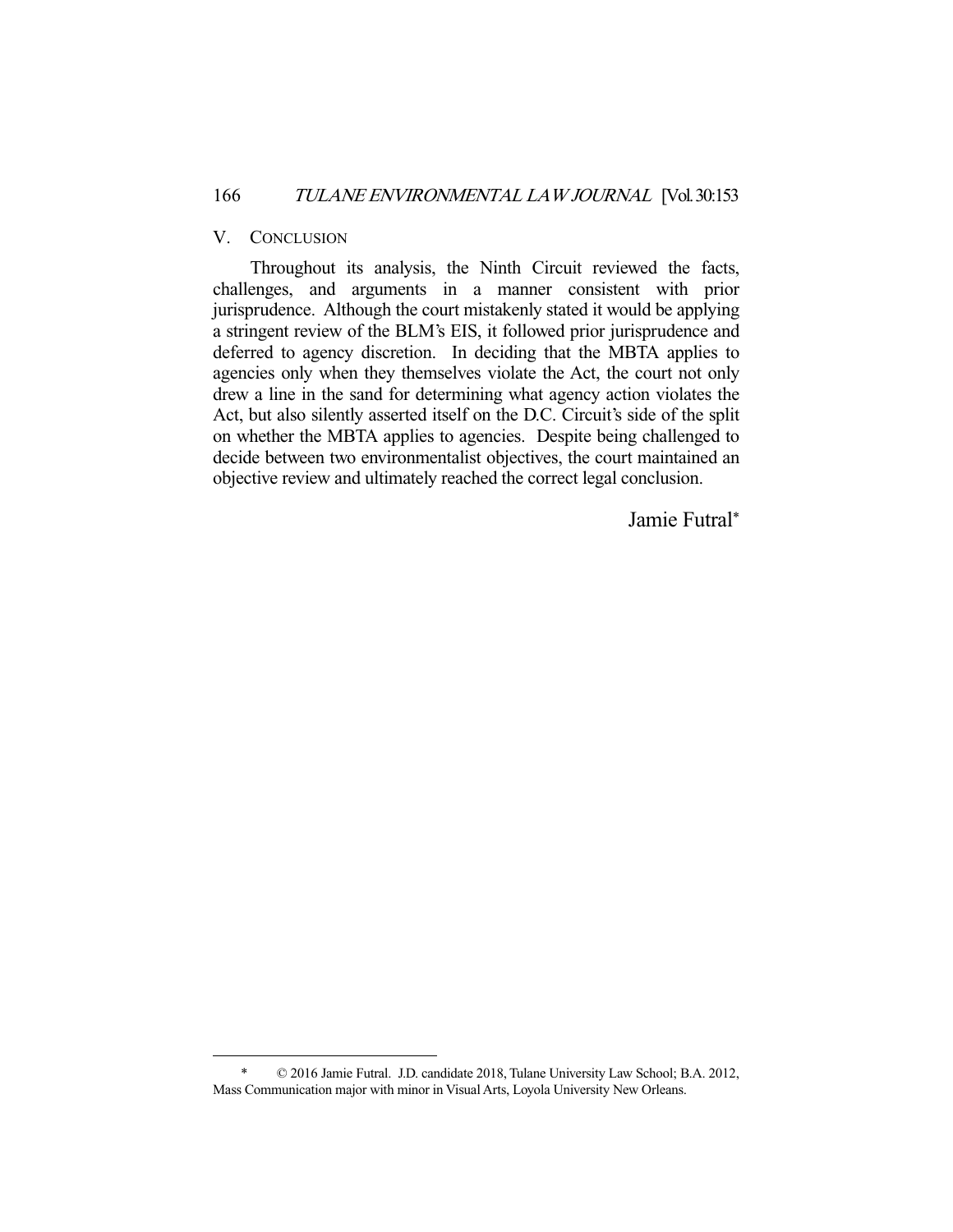## V. CONCLUSION

Throughout its analysis, the Ninth Circuit reviewed the facts, challenges, and arguments in a manner consistent with prior jurisprudence. Although the court mistakenly stated it would be applying a stringent review of the BLM's EIS, it followed prior jurisprudence and deferred to agency discretion. In deciding that the MBTA applies to agencies only when they themselves violate the Act, the court not only drew a line in the sand for determining what agency action violates the Act, but also silently asserted itself on the D.C. Circuit's side of the split on whether the MBTA applies to agencies. Despite being challenged to decide between two environmentalist objectives, the court maintained an objective review and ultimately reached the correct legal conclusion.

Jamie Futral*

---

\* © 2016 Jamie Futral. J.D. candidate 2018, Tulane University Law School; B.A. 2012, Mass Communication major with minor in Visual Arts, Loyola University New Orleans.